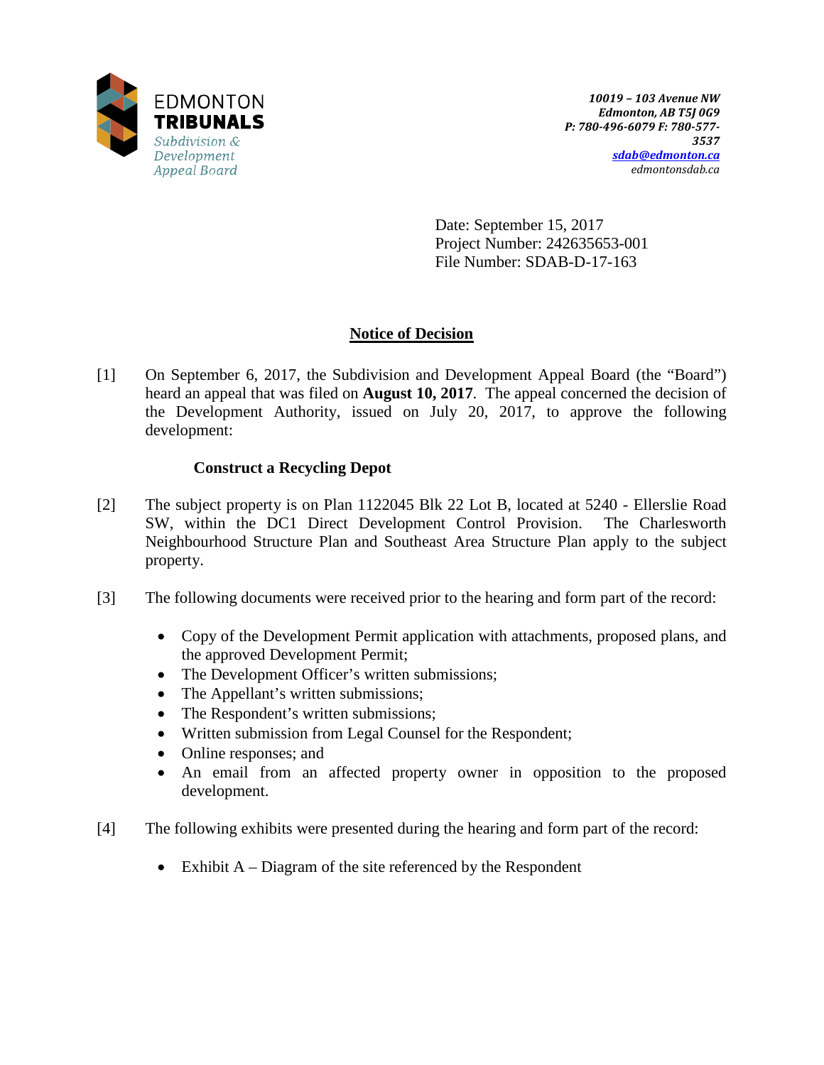EDMONTON **TRIBUNALS**
*Subdivision & Development Appeal Board*

***10019 – 103 Avenue NW***
***Edmonton, AB T5J 0G9***
***P: 780-496-6079 F: 780-577-3537***
***sdab@edmonton.ca***
*edmontonsdab.ca*

Date: September 15, 2017
Project Number: 242635653-001
File Number: SDAB-D-17-163

## Notice of Decision

[1] On September 6, 2017, the Subdivision and Development Appeal Board (the "Board") heard an appeal that was filed on **August 10, 2017**. The appeal concerned the decision of the Development Authority, issued on July 20, 2017, to approve the following development:

**Construct a Recycling Depot**

[2] The subject property is on Plan 1122045 Blk 22 Lot B, located at 5240 - Ellerslie Road SW, within the DC1 Direct Development Control Provision. The Charlesworth Neighbourhood Structure Plan and Southeast Area Structure Plan apply to the subject property.

[3] The following documents were received prior to the hearing and form part of the record:

- Copy of the Development Permit application with attachments, proposed plans, and the approved Development Permit;
- The Development Officer's written submissions;
- The Appellant's written submissions;
- The Respondent's written submissions;
- Written submission from Legal Counsel for the Respondent;
- Online responses; and
- An email from an affected property owner in opposition to the proposed development.

[4] The following exhibits were presented during the hearing and form part of the record:

- Exhibit A – Diagram of the site referenced by the Respondent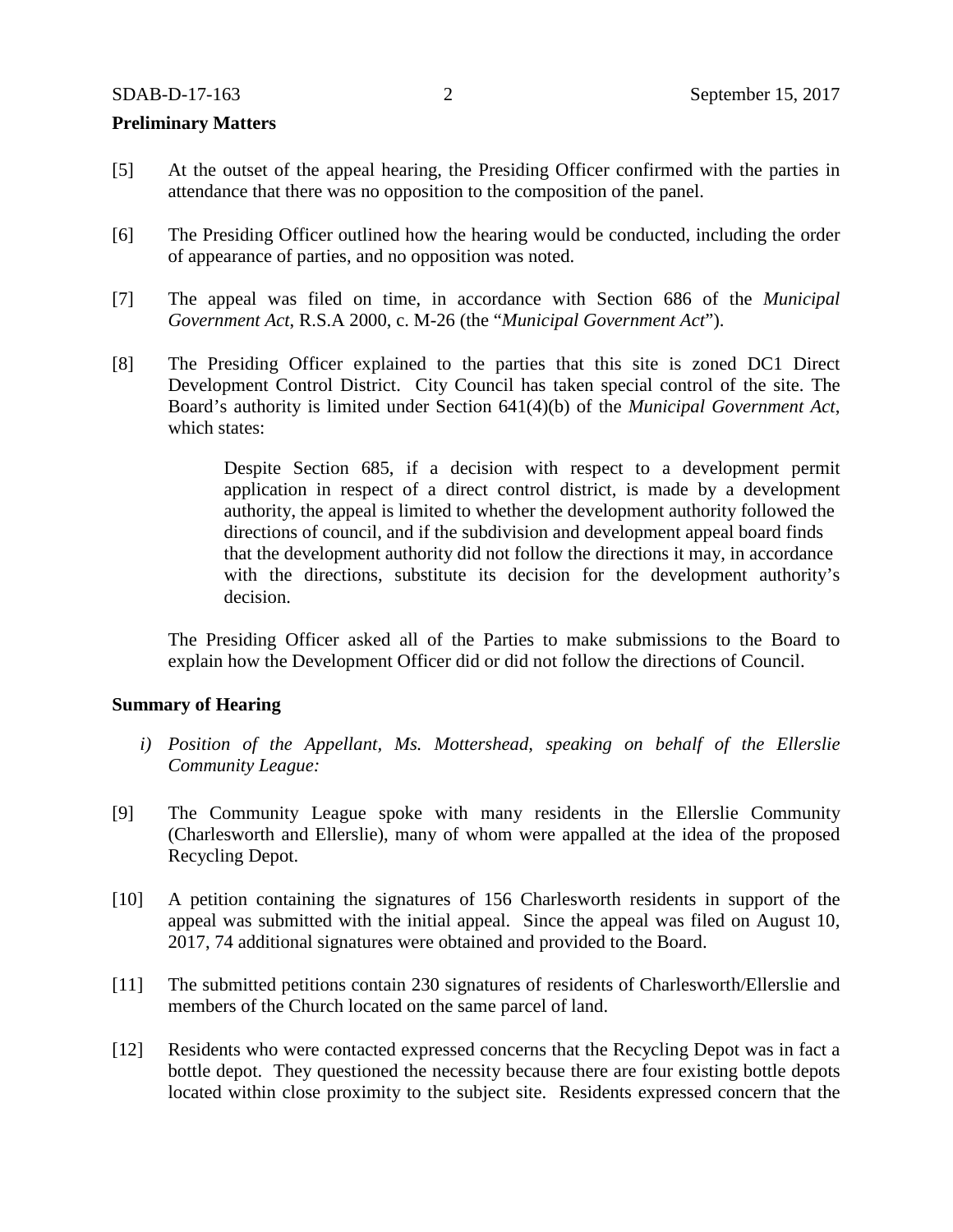**Preliminary Matters**

[5] At the outset of the appeal hearing, the Presiding Officer confirmed with the parties in attendance that there was no opposition to the composition of the panel.

[6] The Presiding Officer outlined how the hearing would be conducted, including the order of appearance of parties, and no opposition was noted.

[7] The appeal was filed on time, in accordance with Section 686 of the *Municipal Government Act*, R.S.A 2000, c. M-26 (the "*Municipal Government Act*").

[8] The Presiding Officer explained to the parties that this site is zoned DC1 Direct Development Control District. City Council has taken special control of the site. The Board's authority is limited under Section 641(4)(b) of the *Municipal Government Act*, which states:

> Despite Section 685, if a decision with respect to a development permit application in respect of a direct control district, is made by a development authority, the appeal is limited to whether the development authority followed the directions of council, and if the subdivision and development appeal board finds that the development authority did not follow the directions it may, in accordance with the directions, substitute its decision for the development authority's decision.

The Presiding Officer asked all of the Parties to make submissions to the Board to explain how the Development Officer did or did not follow the directions of Council.

**Summary of Hearing**

*i) Position of the Appellant, Ms. Mottershead, speaking on behalf of the Ellerslie Community League:*

[9] The Community League spoke with many residents in the Ellerslie Community (Charlesworth and Ellerslie), many of whom were appalled at the idea of the proposed Recycling Depot.

[10] A petition containing the signatures of 156 Charlesworth residents in support of the appeal was submitted with the initial appeal. Since the appeal was filed on August 10, 2017, 74 additional signatures were obtained and provided to the Board.

[11] The submitted petitions contain 230 signatures of residents of Charlesworth/Ellerslie and members of the Church located on the same parcel of land.

[12] Residents who were contacted expressed concerns that the Recycling Depot was in fact a bottle depot. They questioned the necessity because there are four existing bottle depots located within close proximity to the subject site. Residents expressed concern that the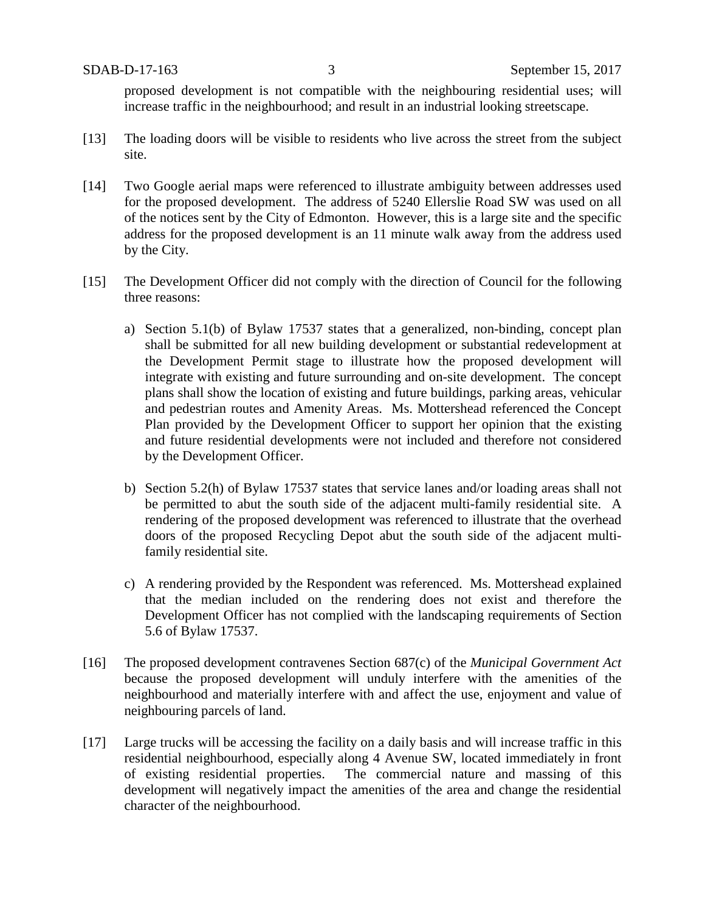proposed development is not compatible with the neighbouring residential uses; will increase traffic in the neighbourhood; and result in an industrial looking streetscape.

[13] The loading doors will be visible to residents who live across the street from the subject site.

[14] Two Google aerial maps were referenced to illustrate ambiguity between addresses used for the proposed development. The address of 5240 Ellerslie Road SW was used on all of the notices sent by the City of Edmonton. However, this is a large site and the specific address for the proposed development is an 11 minute walk away from the address used by the City.

[15] The Development Officer did not comply with the direction of Council for the following three reasons:

a) Section 5.1(b) of Bylaw 17537 states that a generalized, non-binding, concept plan shall be submitted for all new building development or substantial redevelopment at the Development Permit stage to illustrate how the proposed development will integrate with existing and future surrounding and on-site development. The concept plans shall show the location of existing and future buildings, parking areas, vehicular and pedestrian routes and Amenity Areas. Ms. Mottershead referenced the Concept Plan provided by the Development Officer to support her opinion that the existing and future residential developments were not included and therefore not considered by the Development Officer.

b) Section 5.2(h) of Bylaw 17537 states that service lanes and/or loading areas shall not be permitted to abut the south side of the adjacent multi-family residential site. A rendering of the proposed development was referenced to illustrate that the overhead doors of the proposed Recycling Depot abut the south side of the adjacent multi-family residential site.

c) A rendering provided by the Respondent was referenced. Ms. Mottershead explained that the median included on the rendering does not exist and therefore the Development Officer has not complied with the landscaping requirements of Section 5.6 of Bylaw 17537.

[16] The proposed development contravenes Section 687(c) of the *Municipal Government Act* because the proposed development will unduly interfere with the amenities of the neighbourhood and materially interfere with and affect the use, enjoyment and value of neighbouring parcels of land.

[17] Large trucks will be accessing the facility on a daily basis and will increase traffic in this residential neighbourhood, especially along 4 Avenue SW, located immediately in front of existing residential properties. The commercial nature and massing of this development will negatively impact the amenities of the area and change the residential character of the neighbourhood.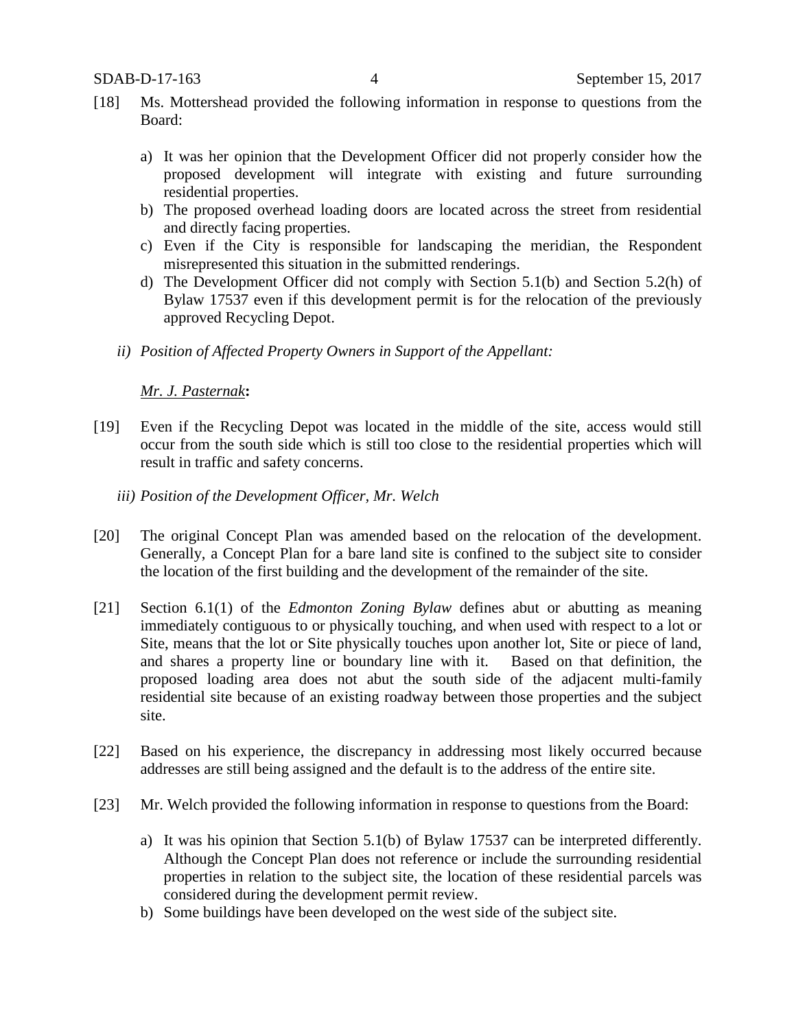[18] Ms. Mottershead provided the following information in response to questions from the Board:

a) It was her opinion that the Development Officer did not properly consider how the proposed development will integrate with existing and future surrounding residential properties.
b) The proposed overhead loading doors are located across the street from residential and directly facing properties.
c) Even if the City is responsible for landscaping the meridian, the Respondent misrepresented this situation in the submitted renderings.
d) The Development Officer did not comply with Section 5.1(b) and Section 5.2(h) of Bylaw 17537 even if this development permit is for the relocation of the previously approved Recycling Depot.

*ii) Position of Affected Property Owners in Support of the Appellant:*

*Mr. J. Pasternak***:**

[19] Even if the Recycling Depot was located in the middle of the site, access would still occur from the south side which is still too close to the residential properties which will result in traffic and safety concerns.

*iii) Position of the Development Officer, Mr. Welch*

[20] The original Concept Plan was amended based on the relocation of the development. Generally, a Concept Plan for a bare land site is confined to the subject site to consider the location of the first building and the development of the remainder of the site.

[21] Section 6.1(1) of the *Edmonton Zoning Bylaw* defines abut or abutting as meaning immediately contiguous to or physically touching, and when used with respect to a lot or Site, means that the lot or Site physically touches upon another lot, Site or piece of land, and shares a property line or boundary line with it. Based on that definition, the proposed loading area does not abut the south side of the adjacent multi-family residential site because of an existing roadway between those properties and the subject site.

[22] Based on his experience, the discrepancy in addressing most likely occurred because addresses are still being assigned and the default is to the address of the entire site.

[23] Mr. Welch provided the following information in response to questions from the Board:

a) It was his opinion that Section 5.1(b) of Bylaw 17537 can be interpreted differently. Although the Concept Plan does not reference or include the surrounding residential properties in relation to the subject site, the location of these residential parcels was considered during the development permit review.
b) Some buildings have been developed on the west side of the subject site.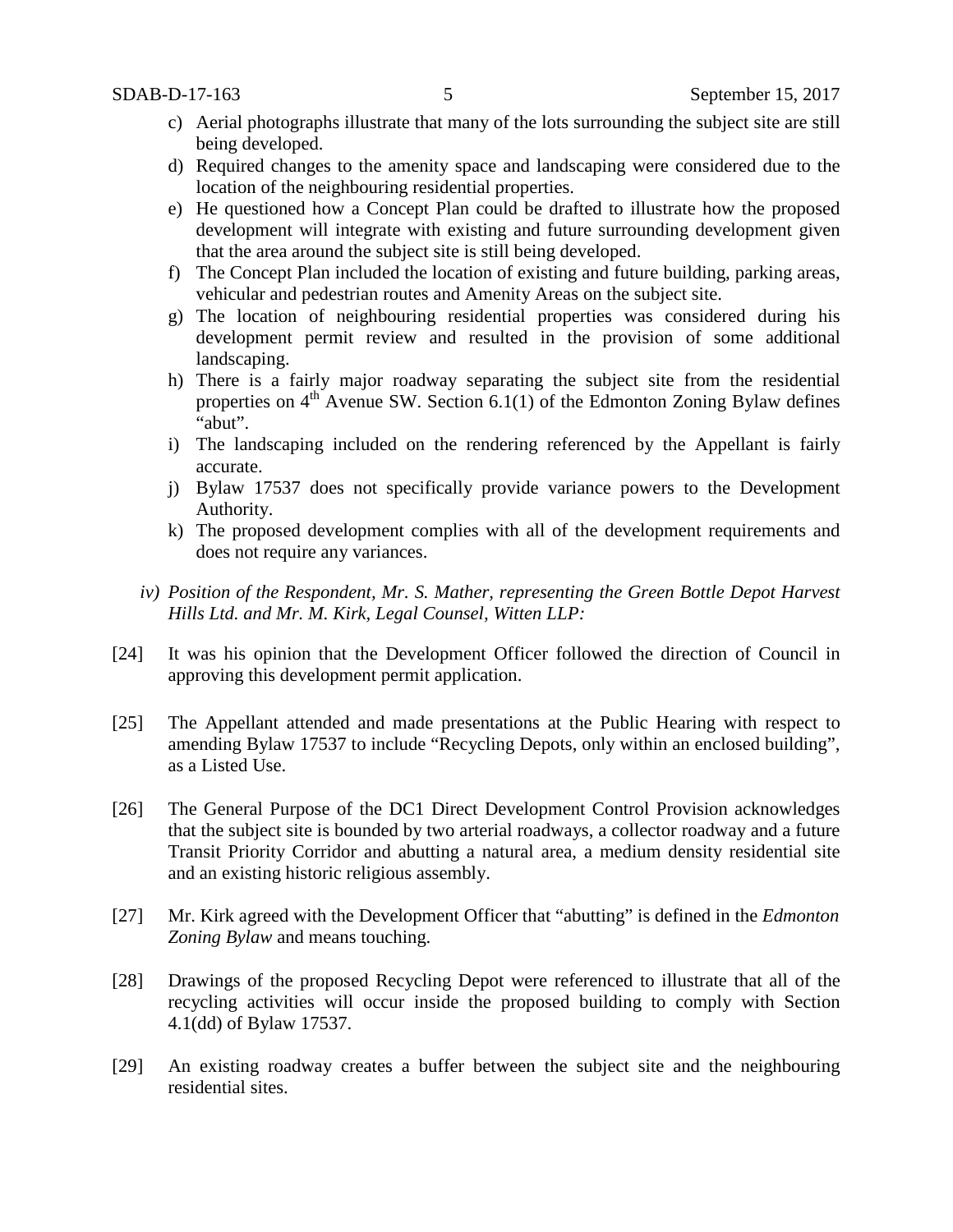c) Aerial photographs illustrate that many of the lots surrounding the subject site are still being developed.
d) Required changes to the amenity space and landscaping were considered due to the location of the neighbouring residential properties.
e) He questioned how a Concept Plan could be drafted to illustrate how the proposed development will integrate with existing and future surrounding development given that the area around the subject site is still being developed.
f) The Concept Plan included the location of existing and future building, parking areas, vehicular and pedestrian routes and Amenity Areas on the subject site.
g) The location of neighbouring residential properties was considered during his development permit review and resulted in the provision of some additional landscaping.
h) There is a fairly major roadway separating the subject site from the residential properties on 4th Avenue SW. Section 6.1(1) of the Edmonton Zoning Bylaw defines "abut".
i) The landscaping included on the rendering referenced by the Appellant is fairly accurate.
j) Bylaw 17537 does not specifically provide variance powers to the Development Authority.
k) The proposed development complies with all of the development requirements and does not require any variances.

*iv) Position of the Respondent, Mr. S. Mather, representing the Green Bottle Depot Harvest Hills Ltd. and Mr. M. Kirk, Legal Counsel, Witten LLP:*

[24] It was his opinion that the Development Officer followed the direction of Council in approving this development permit application.

[25] The Appellant attended and made presentations at the Public Hearing with respect to amending Bylaw 17537 to include "Recycling Depots, only within an enclosed building", as a Listed Use.

[26] The General Purpose of the DC1 Direct Development Control Provision acknowledges that the subject site is bounded by two arterial roadways, a collector roadway and a future Transit Priority Corridor and abutting a natural area, a medium density residential site and an existing historic religious assembly.

[27] Mr. Kirk agreed with the Development Officer that "abutting" is defined in the *Edmonton Zoning Bylaw* and means touching.

[28] Drawings of the proposed Recycling Depot were referenced to illustrate that all of the recycling activities will occur inside the proposed building to comply with Section 4.1(dd) of Bylaw 17537.

[29] An existing roadway creates a buffer between the subject site and the neighbouring residential sites.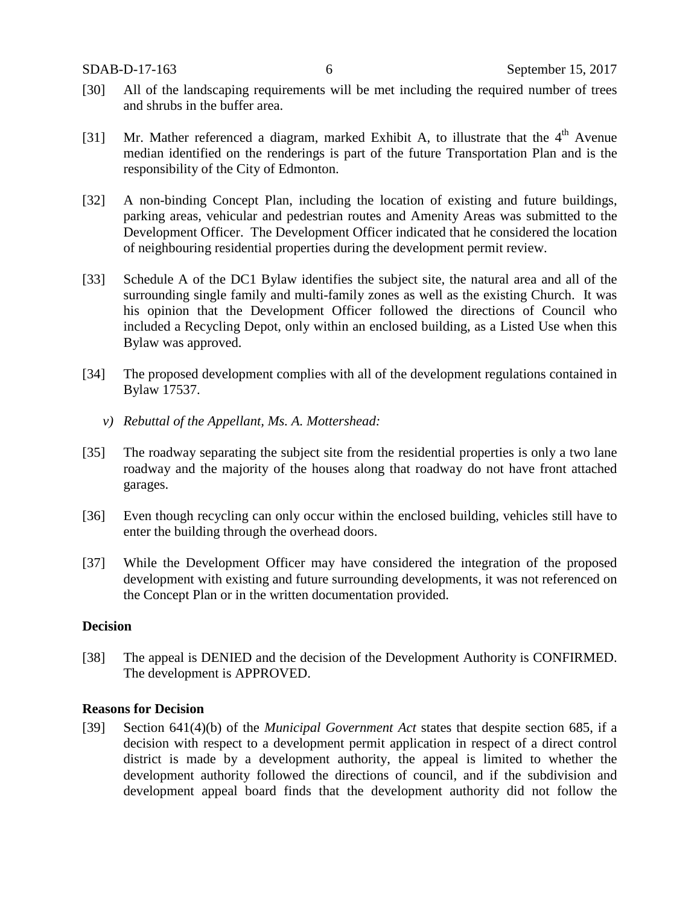[30] All of the landscaping requirements will be met including the required number of trees and shrubs in the buffer area.

[31] Mr. Mather referenced a diagram, marked Exhibit A, to illustrate that the 4th Avenue median identified on the renderings is part of the future Transportation Plan and is the responsibility of the City of Edmonton.

[32] A non-binding Concept Plan, including the location of existing and future buildings, parking areas, vehicular and pedestrian routes and Amenity Areas was submitted to the Development Officer. The Development Officer indicated that he considered the location of neighbouring residential properties during the development permit review.

[33] Schedule A of the DC1 Bylaw identifies the subject site, the natural area and all of the surrounding single family and multi-family zones as well as the existing Church. It was his opinion that the Development Officer followed the directions of Council who included a Recycling Depot, only within an enclosed building, as a Listed Use when this Bylaw was approved.

[34] The proposed development complies with all of the development regulations contained in Bylaw 17537.

*v) Rebuttal of the Appellant, Ms. A. Mottershead:*

[35] The roadway separating the subject site from the residential properties is only a two lane roadway and the majority of the houses along that roadway do not have front attached garages.

[36] Even though recycling can only occur within the enclosed building, vehicles still have to enter the building through the overhead doors.

[37] While the Development Officer may have considered the integration of the proposed development with existing and future surrounding developments, it was not referenced on the Concept Plan or in the written documentation provided.

**Decision**

[38] The appeal is DENIED and the decision of the Development Authority is CONFIRMED. The development is APPROVED.

**Reasons for Decision**

[39] Section 641(4)(b) of the *Municipal Government Act* states that despite section 685, if a decision with respect to a development permit application in respect of a direct control district is made by a development authority, the appeal is limited to whether the development authority followed the directions of council, and if the subdivision and development appeal board finds that the development authority did not follow the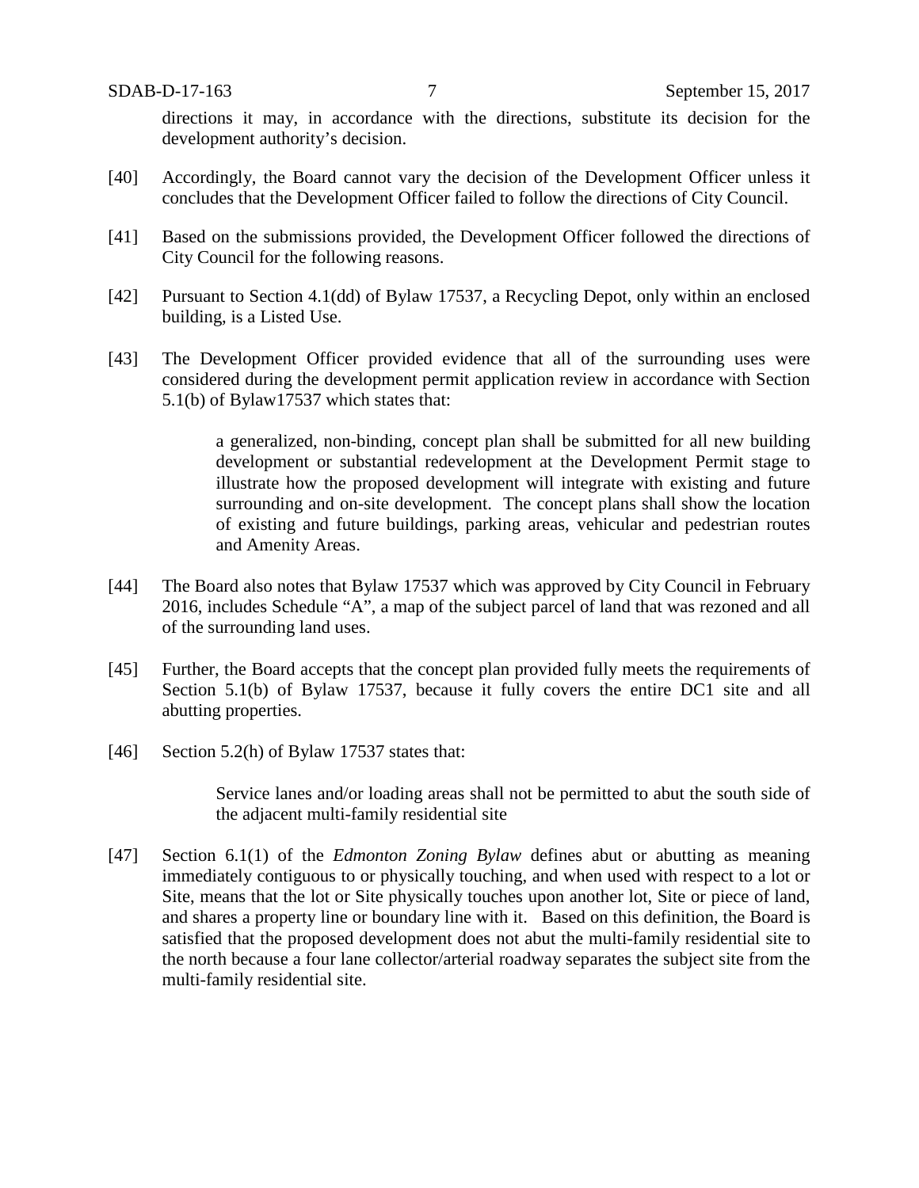directions it may, in accordance with the directions, substitute its decision for the development authority's decision.

[40] Accordingly, the Board cannot vary the decision of the Development Officer unless it concludes that the Development Officer failed to follow the directions of City Council.

[41] Based on the submissions provided, the Development Officer followed the directions of City Council for the following reasons.

[42] Pursuant to Section 4.1(dd) of Bylaw 17537, a Recycling Depot, only within an enclosed building, is a Listed Use.

[43] The Development Officer provided evidence that all of the surrounding uses were considered during the development permit application review in accordance with Section 5.1(b) of Bylaw17537 which states that:

> a generalized, non-binding, concept plan shall be submitted for all new building development or substantial redevelopment at the Development Permit stage to illustrate how the proposed development will integrate with existing and future surrounding and on-site development. The concept plans shall show the location of existing and future buildings, parking areas, vehicular and pedestrian routes and Amenity Areas.

[44] The Board also notes that Bylaw 17537 which was approved by City Council in February 2016, includes Schedule "A", a map of the subject parcel of land that was rezoned and all of the surrounding land uses.

[45] Further, the Board accepts that the concept plan provided fully meets the requirements of Section 5.1(b) of Bylaw 17537, because it fully covers the entire DC1 site and all abutting properties.

[46] Section 5.2(h) of Bylaw 17537 states that:

> Service lanes and/or loading areas shall not be permitted to abut the south side of the adjacent multi-family residential site

[47] Section 6.1(1) of the *Edmonton Zoning Bylaw* defines abut or abutting as meaning immediately contiguous to or physically touching, and when used with respect to a lot or Site, means that the lot or Site physically touches upon another lot, Site or piece of land, and shares a property line or boundary line with it. Based on this definition, the Board is satisfied that the proposed development does not abut the multi-family residential site to the north because a four lane collector/arterial roadway separates the subject site from the multi-family residential site.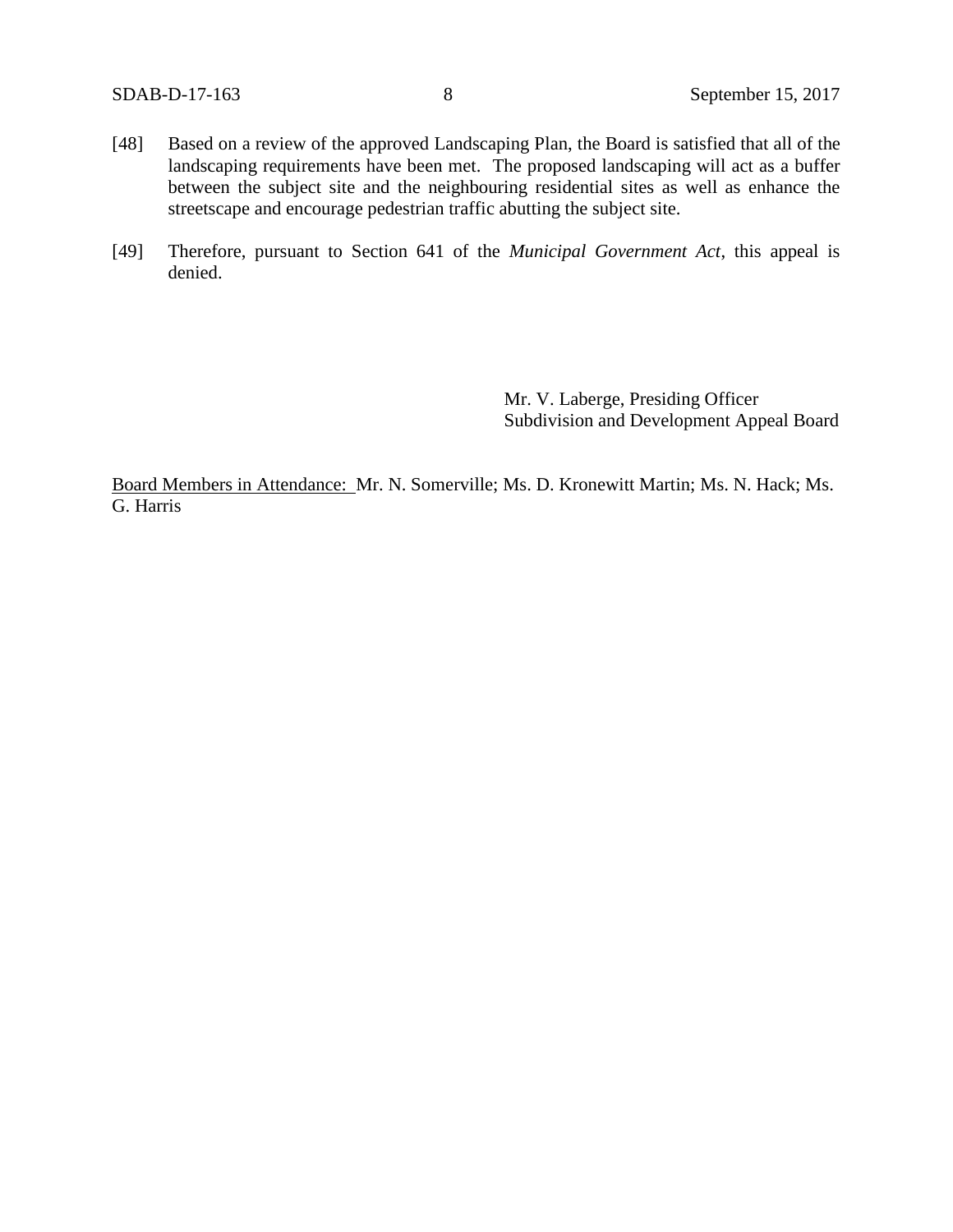[48] Based on a review of the approved Landscaping Plan, the Board is satisfied that all of the landscaping requirements have been met. The proposed landscaping will act as a buffer between the subject site and the neighbouring residential sites as well as enhance the streetscape and encourage pedestrian traffic abutting the subject site.

[49] Therefore, pursuant to Section 641 of the *Municipal Government Act*, this appeal is denied.

Mr. V. Laberge, Presiding Officer
Subdivision and Development Appeal Board

Board Members in Attendance: Mr. N. Somerville; Ms. D. Kronewitt Martin; Ms. N. Hack; Ms. G. Harris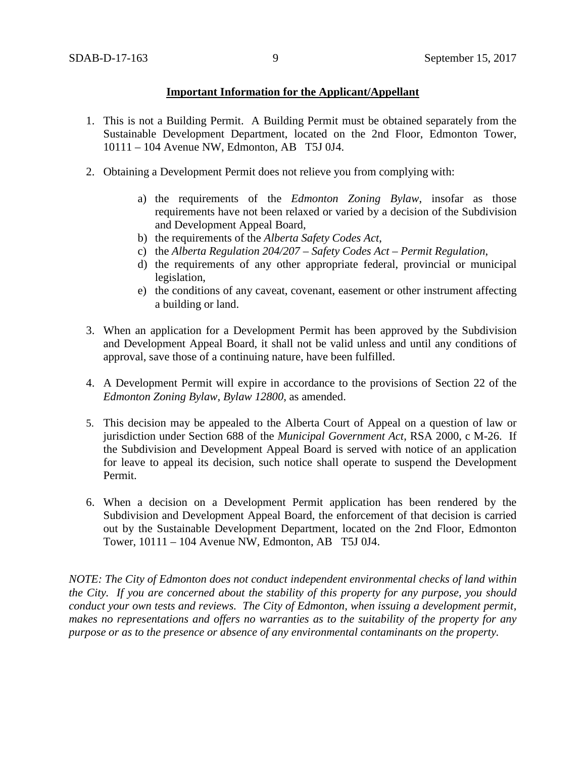**Important Information for the Applicant/Appellant**

1. This is not a Building Permit. A Building Permit must be obtained separately from the Sustainable Development Department, located on the 2nd Floor, Edmonton Tower, 10111 – 104 Avenue NW, Edmonton, AB T5J 0J4.

2. Obtaining a Development Permit does not relieve you from complying with:

    a) the requirements of the *Edmonton Zoning Bylaw*, insofar as those requirements have not been relaxed or varied by a decision of the Subdivision and Development Appeal Board,
    b) the requirements of the *Alberta Safety Codes Act*,
    c) the *Alberta Regulation 204/207 – Safety Codes Act – Permit Regulation*,
    d) the requirements of any other appropriate federal, provincial or municipal legislation,
    e) the conditions of any caveat, covenant, easement or other instrument affecting a building or land.

3. When an application for a Development Permit has been approved by the Subdivision and Development Appeal Board, it shall not be valid unless and until any conditions of approval, save those of a continuing nature, have been fulfilled.

4. A Development Permit will expire in accordance to the provisions of Section 22 of the *Edmonton Zoning Bylaw, Bylaw 12800*, as amended.

5. This decision may be appealed to the Alberta Court of Appeal on a question of law or jurisdiction under Section 688 of the *Municipal Government Act*, RSA 2000, c M-26. If the Subdivision and Development Appeal Board is served with notice of an application for leave to appeal its decision, such notice shall operate to suspend the Development Permit.

6. When a decision on a Development Permit application has been rendered by the Subdivision and Development Appeal Board, the enforcement of that decision is carried out by the Sustainable Development Department, located on the 2nd Floor, Edmonton Tower, 10111 – 104 Avenue NW, Edmonton, AB T5J 0J4.

*NOTE: The City of Edmonton does not conduct independent environmental checks of land within the City. If you are concerned about the stability of this property for any purpose, you should conduct your own tests and reviews. The City of Edmonton, when issuing a development permit, makes no representations and offers no warranties as to the suitability of the property for any purpose or as to the presence or absence of any environmental contaminants on the property.*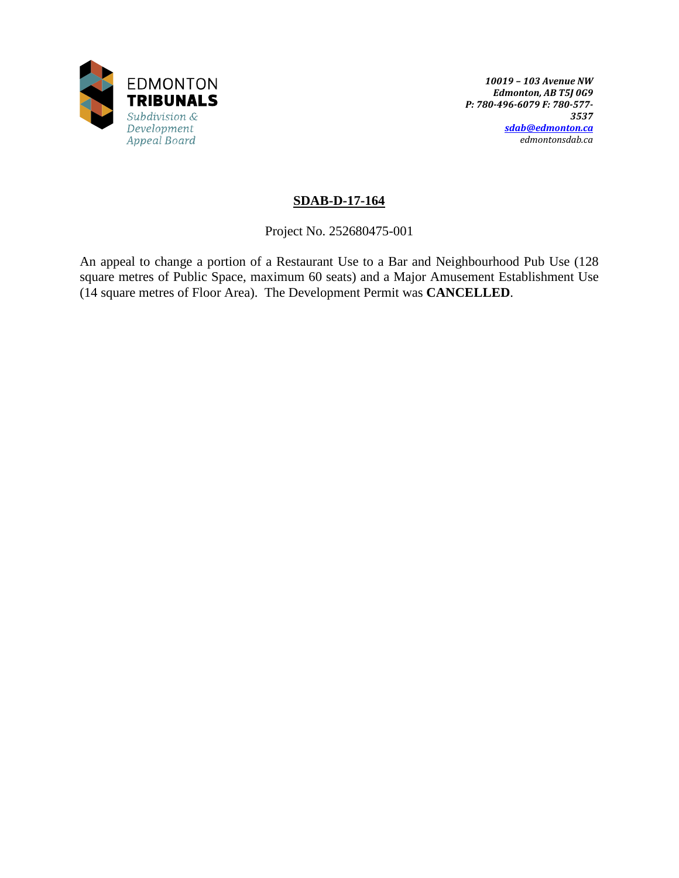EDMONTON
**TRIBUNALS**
*Subdivision & Development Appeal Board*

***10019 – 103 Avenue NW***
***Edmonton, AB T5J 0G9***
***P: 780-496-6079 F: 780-577-3537***
***sdab@edmonton.ca***
*edmontonsdab.ca*

## SDAB-D-17-164

Project No. 252680475-001

An appeal to change a portion of a Restaurant Use to a Bar and Neighbourhood Pub Use (128 square metres of Public Space, maximum 60 seats) and a Major Amusement Establishment Use (14 square metres of Floor Area). The Development Permit was **CANCELLED**.